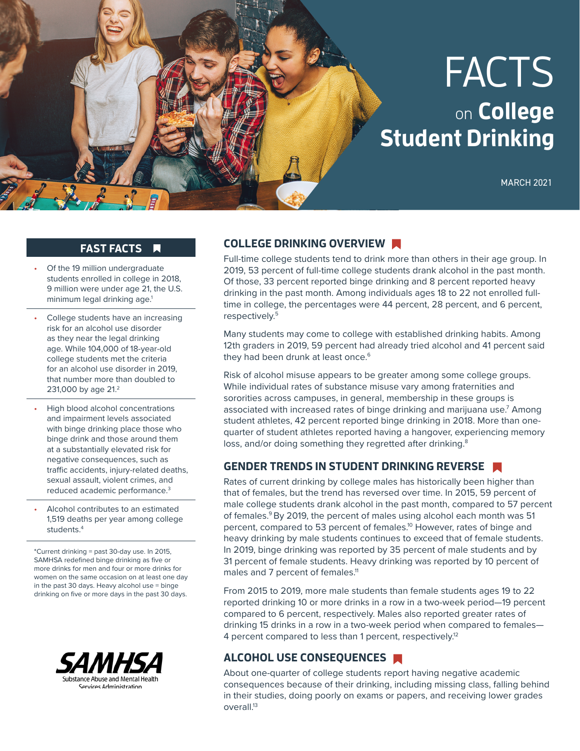# FACTS on College Student Drinking

MARCH 2021

## FAST FACTS

- Of the 19 million undergraduate students enrolled in college in 2018, 9 million were under age 21, the U.S. minimum legal drinking age.[1]
- College students have an increasing risk for an alcohol use disorder as they near the legal drinking age. While 104,000 of 18-year-old college students met the criteria for an alcohol use disorder in 2019, that number more than doubled to 231,000 by age 21.[2]
- High blood alcohol concentrations and impairment levels associated with binge drinking place those who binge drink and those around them at a substantially elevated risk for negative consequences, such as traffic accidents, injury-related deaths, sexual assault, violent crimes, and reduced academic performance.[3]
- Alcohol contributes to an estimated 1,519 deaths per year among college students.[4]

*Current drinking = past 30-day use. In 2015, SAMHSA redefined binge drinking as five or more drinks for men and four or more drinks for women on the same occasion on at least one day in the past 30 days. Heavy alcohol use = binge drinking on five or more days in the past 30 days.

SAMHSA Substance Abuse and Mental Health Services Administration

## COLLEGE DRINKING OVERVIEW

Full-time college students tend to drink more than others in their age group. In 2019, 53 percent of full-time college students drank alcohol in the past month. Of those, 33 percent reported binge drinking and 8 percent reported heavy drinking in the past month. Among individuals ages 18 to 22 not enrolled full-time in college, the percentages were 44 percent, 28 percent, and 6 percent, respectively.[5]

Many students may come to college with established drinking habits. Among 12th graders in 2019, 59 percent had already tried alcohol and 41 percent said they had been drunk at least once.[6]

Risk of alcohol misuse appears to be greater among some college groups. While individual rates of substance misuse vary among fraternities and sororities across campuses, in general, membership in these groups is associated with increased rates of binge drinking and marijuana use.[7] Among student athletes, 42 percent reported binge drinking in 2018. More than one-quarter of student athletes reported having a hangover, experiencing memory loss, and/or doing something they regretted after drinking.[8]

## GENDER TRENDS IN STUDENT DRINKING REVERSE

Rates of current drinking by college males has historically been higher than that of females, but the trend has reversed over time. In 2015, 59 percent of male college students drank alcohol in the past month, compared to 57 percent of females.[9] By 2019, the percent of males using alcohol each month was 51 percent, compared to 53 percent of females.[10] However, rates of binge and heavy drinking by male students continues to exceed that of female students. In 2019, binge drinking was reported by 35 percent of male students and by 31 percent of female students. Heavy drinking was reported by 10 percent of males and 7 percent of females.[11]

From 2015 to 2019, more male students than female students ages 19 to 22 reported drinking 10 or more drinks in a row in a two-week period—19 percent compared to 6 percent, respectively. Males also reported greater rates of drinking 15 drinks in a row in a two-week period when compared to females—4 percent compared to less than 1 percent, respectively.[12]

## ALCOHOL USE CONSEQUENCES

About one-quarter of college students report having negative academic consequences because of their drinking, including missing class, falling behind in their studies, doing poorly on exams or papers, and receiving lower grades overall.[13]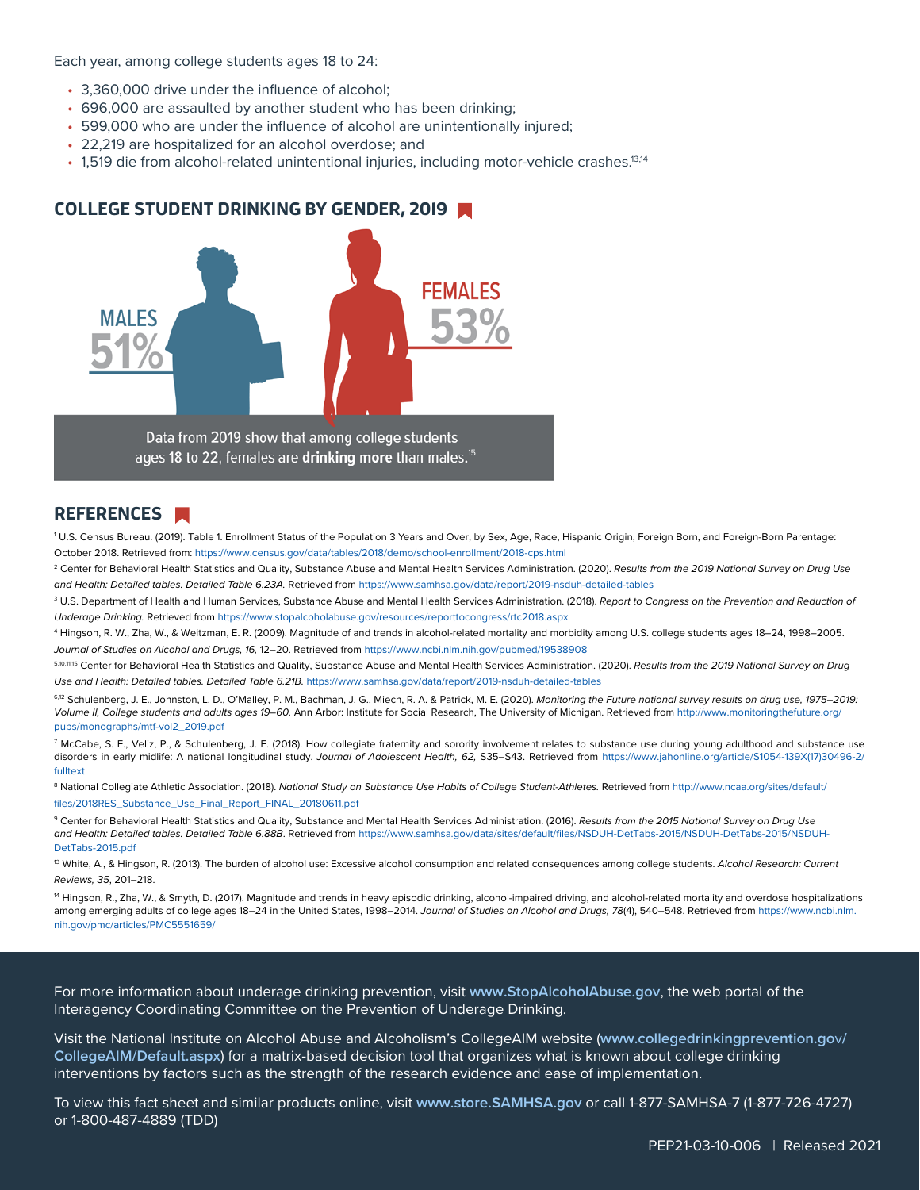Each year, among college students ages 18 to 24:

- 3,360,000 drive under the influence of alcohol;
- 696,000 are assaulted by another student who has been drinking;
- 599,000 who are under the influence of alcohol are unintentionally injured;
- 22,219 are hospitalized for an alcohol overdose; and
- 1,519 die from alcohol-related unintentional injuries, including motor-vehicle crashes.[13,14]

## COLLEGE STUDENT DRINKING BY GENDER, 2019

MALES
51%

FEMALES
53%

Data from 2019 show that among college students ages 18 to 22, females are **drinking more** than males.[15]

## REFERENCES

[1] U.S. Census Bureau. (2019). Table 1. Enrollment Status of the Population 3 Years and Over, by Sex, Age, Race, Hispanic Origin, Foreign Born, and Foreign-Born Parentage: October 2018. Retrieved from: https://www.census.gov/data/tables/2018/demo/school-enrollment/2018-cps.html

[2] Center for Behavioral Health Statistics and Quality, Substance Abuse and Mental Health Services Administration. (2020). *Results from the 2019 National Survey on Drug Use and Health: Detailed tables. Detailed Table 6.23A.* Retrieved from https://www.samhsa.gov/data/report/2019-nsduh-detailed-tables

[3] U.S. Department of Health and Human Services, Substance Abuse and Mental Health Services Administration. (2018). *Report to Congress on the Prevention and Reduction of Underage Drinking.* Retrieved from https://www.stopalcoholabuse.gov/resources/reporttocongress/rtc2018.aspx

[4] Hingson, R. W., Zha, W., & Weitzman, E. R. (2009). Magnitude of and trends in alcohol-related mortality and morbidity among U.S. college students ages 18–24, 1998–2005. *Journal of Studies on Alcohol and Drugs, 16,* 12–20. Retrieved from https://www.ncbi.nlm.nih.gov/pubmed/19538908

[5,10,11,15] Center for Behavioral Health Statistics and Quality, Substance Abuse and Mental Health Services Administration. (2020). *Results from the 2019 National Survey on Drug Use and Health: Detailed tables. Detailed Table 6.21B.* https://www.samhsa.gov/data/report/2019-nsduh-detailed-tables

[6,12] Schulenberg, J. E., Johnston, L. D., O'Malley, P. M., Bachman, J. G., Miech, R. A. & Patrick, M. E. (2020). *Monitoring the Future national survey results on drug use, 1975–2019: Volume II, College students and adults ages 19–60.* Ann Arbor: Institute for Social Research, The University of Michigan. Retrieved from http://www.monitoringthefuture.org/pubs/monographs/mtf-vol2_2019.pdf

[7] McCabe, S. E., Veliz, P., & Schulenberg, J. E. (2018). How collegiate fraternity and sorority involvement relates to substance use during young adulthood and substance use disorders in early midlife: A national longitudinal study. *Journal of Adolescent Health, 62,* S35–S43. Retrieved from https://www.jahonline.org/article/S1054-139X(17)30496-2/fulltext

[8] National Collegiate Athletic Association. (2018). *National Study on Substance Use Habits of College Student-Athletes.* Retrieved from http://www.ncaa.org/sites/default/files/2018RES_Substance_Use_Final_Report_FINAL_20180611.pdf

[9] Center for Behavioral Health Statistics and Quality, Substance and Mental Health Services Administration. (2016). *Results from the 2015 National Survey on Drug Use and Health: Detailed tables. Detailed Table 6.88B*. Retrieved from https://www.samhsa.gov/data/sites/default/files/NSDUH-DetTabs-2015/NSDUH-DetTabs-2015/NSDUH-DetTabs-2015.pdf

[13] White, A., & Hingson, R. (2013). The burden of alcohol use: Excessive alcohol consumption and related consequences among college students. *Alcohol Research: Current Reviews, 35,* 201–218.

[14] Hingson, R., Zha, W., & Smyth, D. (2017). Magnitude and trends in heavy episodic drinking, alcohol-impaired driving, and alcohol-related mortality and overdose hospitalizations among emerging adults of college ages 18–24 in the United States, 1998–2014. *Journal of Studies on Alcohol and Drugs, 78*(4), 540–548. Retrieved from https://www.ncbi.nlm.nih.gov/pmc/articles/PMC5551659/

For more information about underage drinking prevention, visit **www.StopAlcoholAbuse.gov**, the web portal of the Interagency Coordinating Committee on the Prevention of Underage Drinking.

Visit the National Institute on Alcohol Abuse and Alcoholism's CollegeAIM website (**www.collegedrinkingprevention.gov/CollegeAIM/Default.aspx**) for a matrix-based decision tool that organizes what is known about college drinking interventions by factors such as the strength of the research evidence and ease of implementation.

To view this fact sheet and similar products online, visit **www.store.SAMHSA.gov** or call 1-877-SAMHSA-7 (1-877-726-4727) or 1-800-487-4889 (TDD)

PEP21-03-10-006 | Released 2021